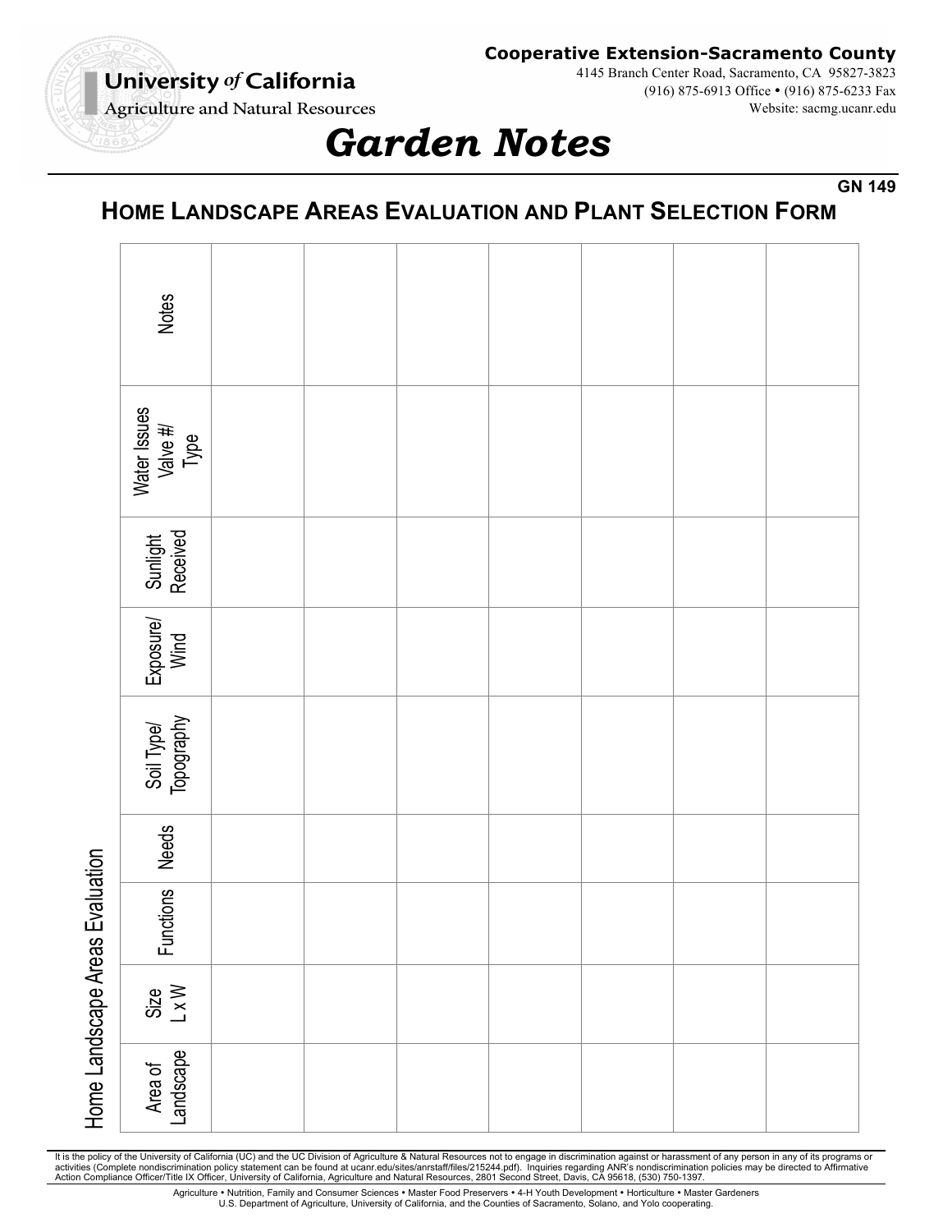**Cooperative Extension-Sacramento County**

4145 Branch Center Road, Sacramento, CA 95827-3823
(916) 875-6913 Office • (916) 875-6233 Fax
Website: sacmg.ucanr.edu

University *of* California
Agriculture and Natural Resources

# *Garden Notes*

GN 149

## HOME LANDSCAPE AREAS EVALUATION AND PLANT SELECTION FORM

**Home Landscape Areas Evaluation**

| Area of Landscape | Size L x W | Functions | Needs | Soil Type/ Topography | Exposure/ Wind | Sunlight Received | Water Issues Valve #/ Type | Notes |
|---|---|---|---|---|---|---|---|---|
| | | | | | | | | |
| | | | | | | | | |
| | | | | | | | | |
| | | | | | | | | |
| | | | | | | | | |
| | | | | | | | | |
| | | | | | | | | |

It is the policy of the University of California (UC) and the UC Division of Agriculture & Natural Resources not to engage in discrimination against or harassment of any person in any of its programs or activities (Complete nondiscrimination policy statement can be found at ucanr.edu/sites/anrstaff/files/215244.pdf). Inquiries regarding ANR's nondiscrimination policies may be directed to Affirmative Action Compliance Officer/Title IX Officer, University of California, Agriculture and Natural Resources, 2801 Second Street, Davis, CA 95618, (530) 750-1397.

Agriculture • Nutrition, Family and Consumer Sciences • Master Food Preservers • 4-H Youth Development • Horticulture • Master Gardeners
U.S. Department of Agriculture, University of California, and the Counties of Sacramento, Solano, and Yolo cooperating.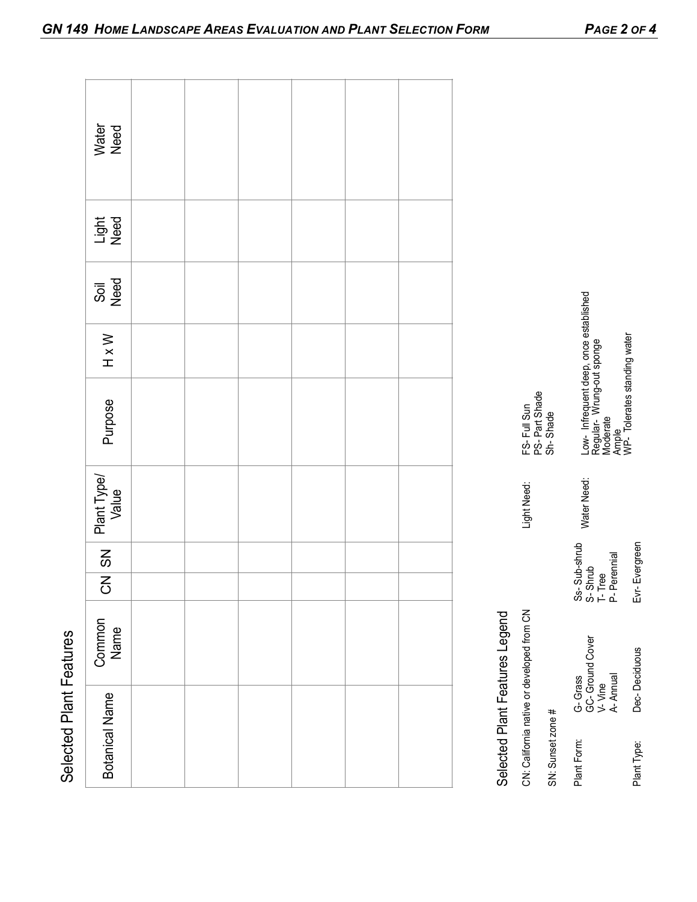## Selected Plant Features

| Botanical Name | Common Name | CN | SN | Plant Type/ Value | Purpose | H x W | Soil Need | Light Need | Water Need |
|---|---|---|---|---|---|---|---|---|---|
| | | | | | | | | | |
| | | | | | | | | | |
| | | | | | | | | | |
| | | | | | | | | | |
| | | | | | | | | | |
| | | | | | | | | | |

### Selected Plant Features Legend

CN: California native or developed from CN

SN: Sunset zone #

Plant Form:
- G- Grass
- GC- Ground Cover
- V- Vine
- A- Annual
- Ss- Sub-shrub
- S- Shrub
- T- Tree
- P- Perennial

Plant Type:
- Dec- Deciduous
- Evr- Evergreen

Light Need:
- FS- Full Sun
- PS- Part Shade
- Sh- Shade

Water Need:
- Low- Infrequent deep, once established
- Regular- Wrung-out sponge
- Moderate
- Ample
- WP- Tolerates standing water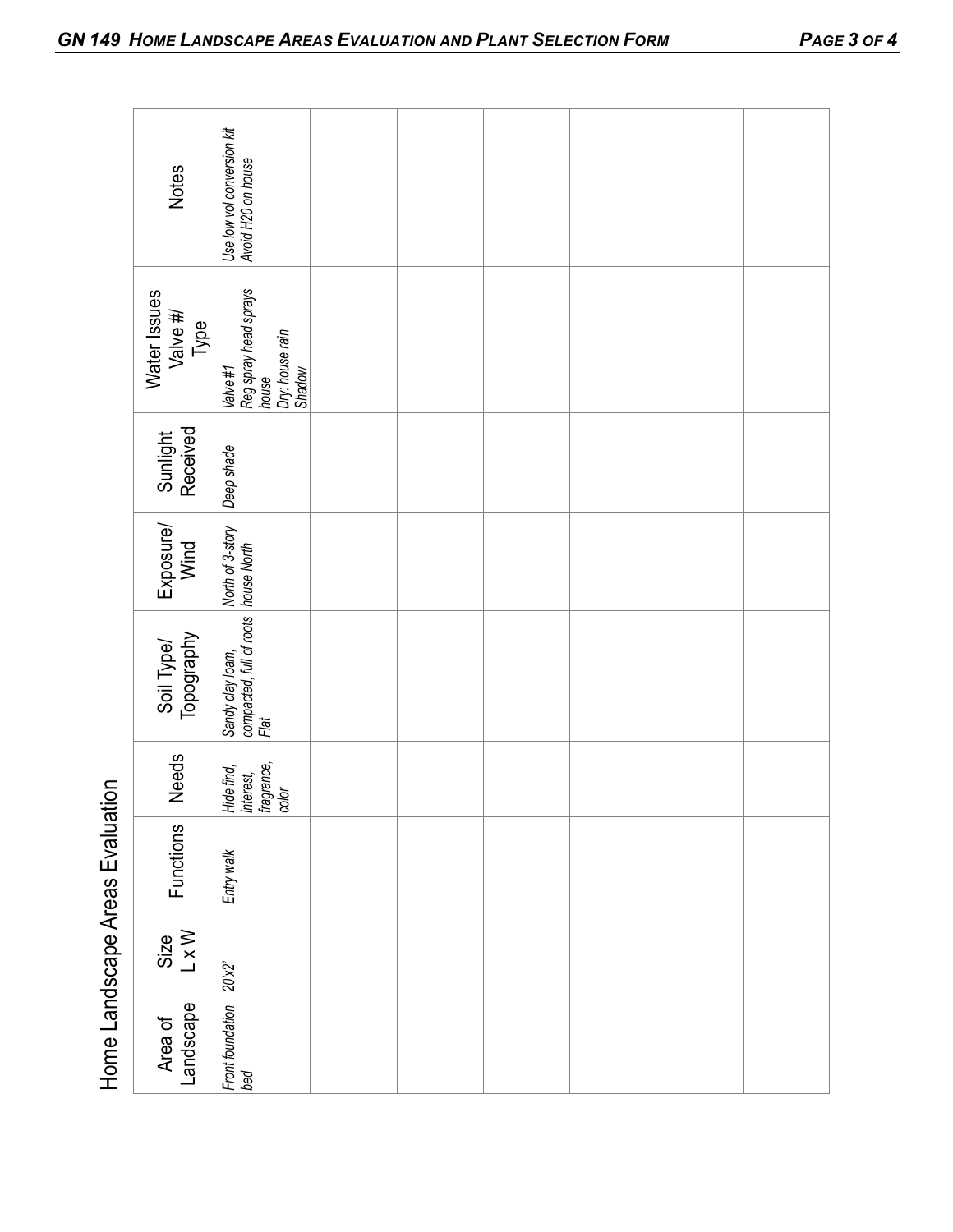# Home Landscape Areas Evaluation

| Area of Landscape | Size L x W | Functions | Needs | Soil Type/ Topography | Exposure/ Wind | Sunlight Received | Water Issues Valve #/ Type | Notes |
|---|---|---|---|---|---|---|---|---|
| *Front foundation bed* | *20'x2'* | *Entry walk* | *Hide find, interest, fragrance, color* | *Sandy clay loam, compacted, full of roots Flat* | *North of 3-story house North* | *Deep shade* | *Valve #1 Reg spray head sprays house Dry: house rain Shadow* | *Use low vol conversion kit Avoid H20 on house* |
| | | | | | | | | |
| | | | | | | | | |
| | | | | | | | | |
| | | | | | | | | |
| | | | | | | | | |
| | | | | | | | | |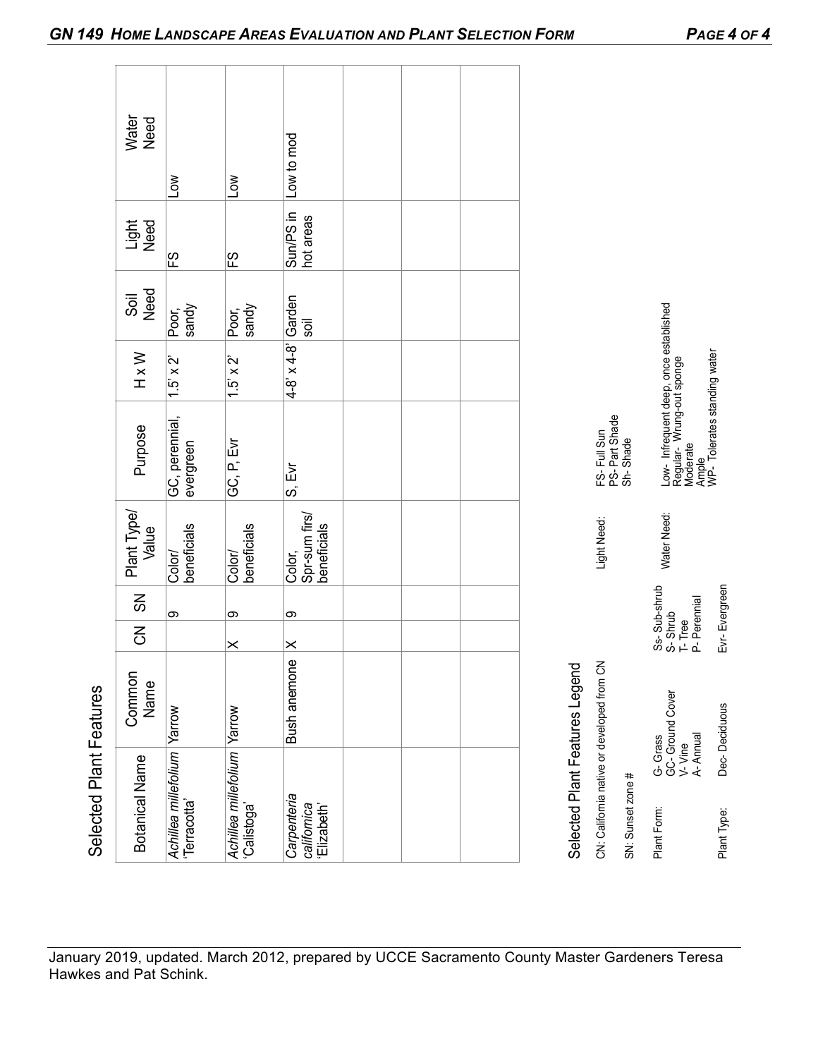## Selected Plant Features

| Botanical Name | Common Name | CN | SN | Plant Type/ Value | Purpose | H x W | Soil Need | Light Need | Water Need |
|---|---|---|---|---|---|---|---|---|---|
| *Achillea millefolium* 'Terracotta' | Yarrow | | 9 | Color/ beneficials | GC, perennial, evergreen | 1.5' x 2' | Poor, sandy | FS | Low |
| *Achillea millefolium* 'Calistoga' | Yarrow | X | 9 | Color/ beneficials | GC, P, Evr | 1.5' x 2' | Poor, sandy | FS | Low |
| *Carpenteria californica* 'Elizabeth' | Bush anemone | X | 9 | Color, Spr-sum firs/ beneficials | S, Evr | 4-8' x 4-8' | Garden soil | Sun/PS in hot areas | Low to mod |
| | | | | | | | | | |
| | | | | | | | | | |
| | | | | | | | | | |

### Selected Plant Features Legend

CN: California native or developed from CN

SN: Sunset zone #

Plant Form:
- G- Grass
- GC- Ground Cover
- V- Vine
- A- Annual
- Ss- Sub-shrub
- S- Shrub
- T- Tree
- P- Perennial

Plant Type:
- Dec- Deciduous
- Evr- Evergreen

Light Need:
- FS- Full Sun
- PS- Part Shade
- Sh- Shade

Water Need:
- Low- Infrequent deep, once established
- Regular- Wrung-out sponge
- Moderate
- Ample
- WP- Tolerates standing water

January 2019, updated. March 2012, prepared by UCCE Sacramento County Master Gardeners Teresa Hawkes and Pat Schink.